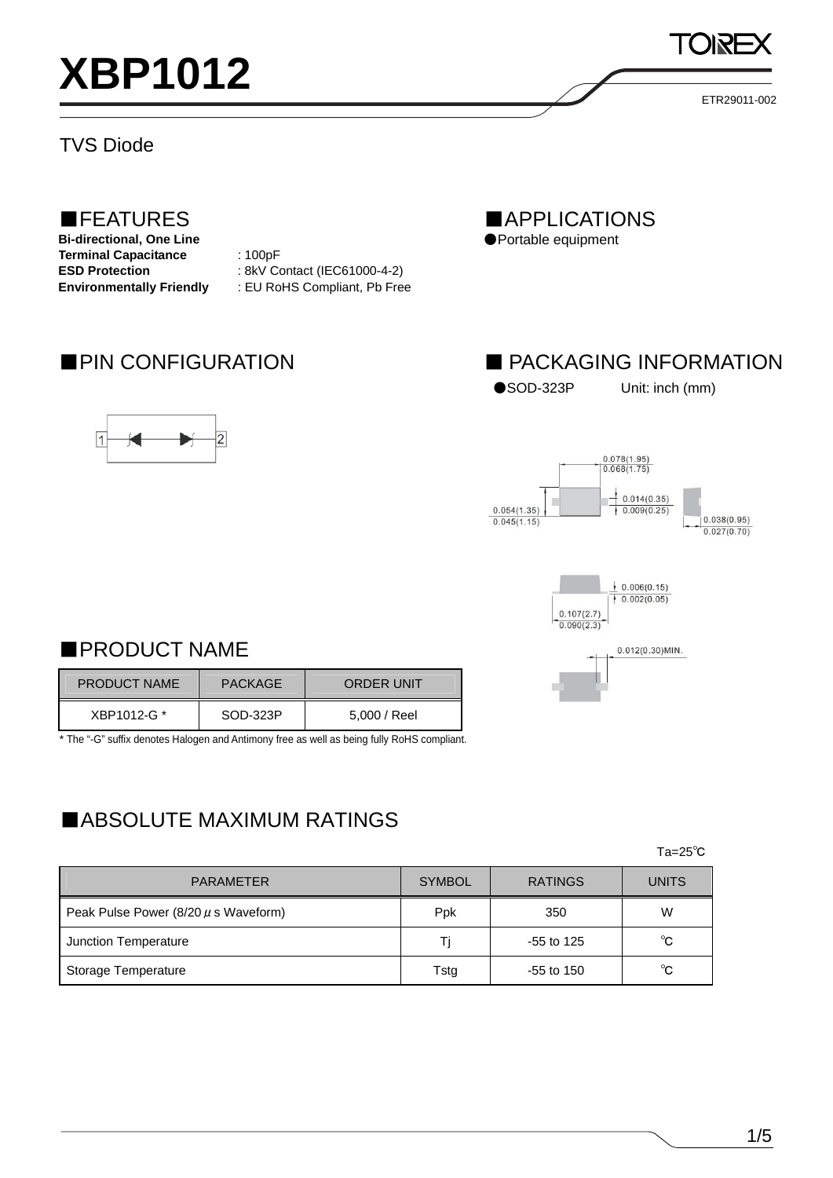# XBP1012

ETR29011-002

TVS Diode

## ■FEATURES

**Bi-directional, One Line**
**Terminal Capacitance** : 100pF
**ESD Protection** : 8kV Contact (IEC61000-4-2)
**Environmentally Friendly** : EU RoHS Compliant, Pb Free

## ■APPLICATIONS

●Portable equipment

## ■PIN CONFIGURATION

## ■ PACKAGING INFORMATION

●SOD-323P Unit: inch (mm)

0.078(1.95)
0.068(1.75)

0.014(0.35)
0.009(0.25)

0.054(1.35)
0.045(1.15)

0.038(0.95)
0.027(0.70)

0.006(0.15)
0.002(0.05)

0.107(2.7)
0.090(2.3)

0.012(0.30)MIN.

## ■PRODUCT NAME

| PRODUCT NAME | PACKAGE | ORDER UNIT |
|---|---|---|
| XBP1012-G * | SOD-323P | 5,000 / Reel |

* The "-G" suffix denotes Halogen and Antimony free as well as being fully RoHS compliant.

## ■ABSOLUTE MAXIMUM RATINGS

Ta=25℃

| PARAMETER | SYMBOL | RATINGS | UNITS |
|---|---|---|---|
| Peak Pulse Power (8/20 μs Waveform) | Ppk | 350 | W |
| Junction Temperature | Tj | -55 to 125 | ℃ |
| Storage Temperature | Tstg | -55 to 150 | ℃ |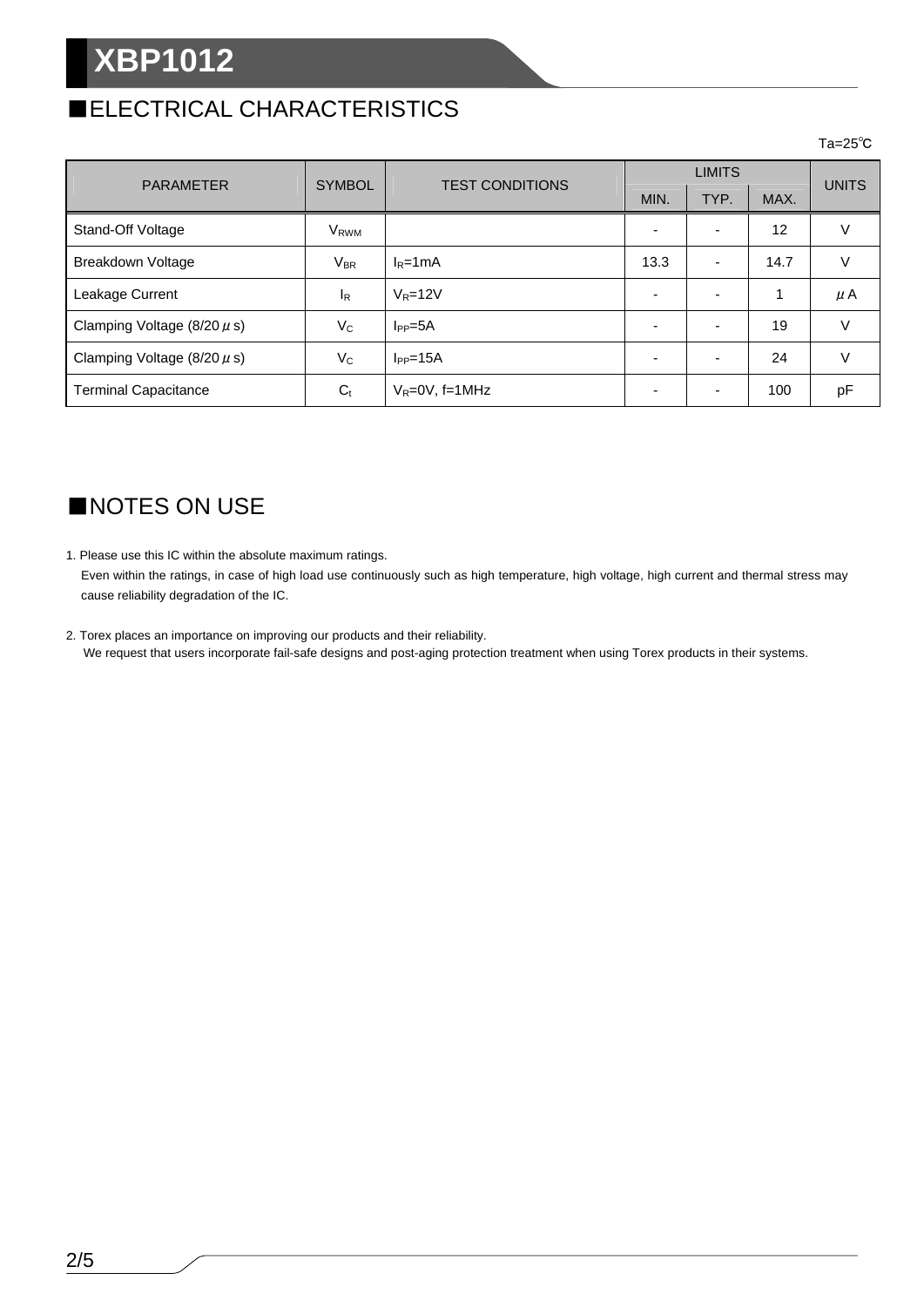## ■ELECTRICAL CHARACTERISTICS

Ta=25℃

| PARAMETER | SYMBOL | TEST CONDITIONS | LIMITS | | | UNITS |
|---|---|---|---|---|---|---|
| | | | MIN. | TYP. | MAX. | |
| Stand-Off Voltage | $V_{RWM}$ | | - | - | 12 | V |
| Breakdown Voltage | $V_{BR}$ | $I_R$=1mA | 13.3 | - | 14.7 | V |
| Leakage Current | $I_R$ | $V_R$=12V | - | - | 1 | μA |
| Clamping Voltage (8/20μs) | $V_C$ | $I_{PP}$=5A | - | - | 19 | V |
| Clamping Voltage (8/20μs) | $V_C$ | $I_{PP}$=15A | - | - | 24 | V |
| Terminal Capacitance | $C_t$ | $V_R$=0V, f=1MHz | - | - | 100 | pF |

## ■NOTES ON USE

1. Please use this IC within the absolute maximum ratings.
   Even within the ratings, in case of high load use continuously such as high temperature, high voltage, high current and thermal stress may cause reliability degradation of the IC.

2. Torex places an importance on improving our products and their reliability.
   We request that users incorporate fail-safe designs and post-aging protection treatment when using Torex products in their systems.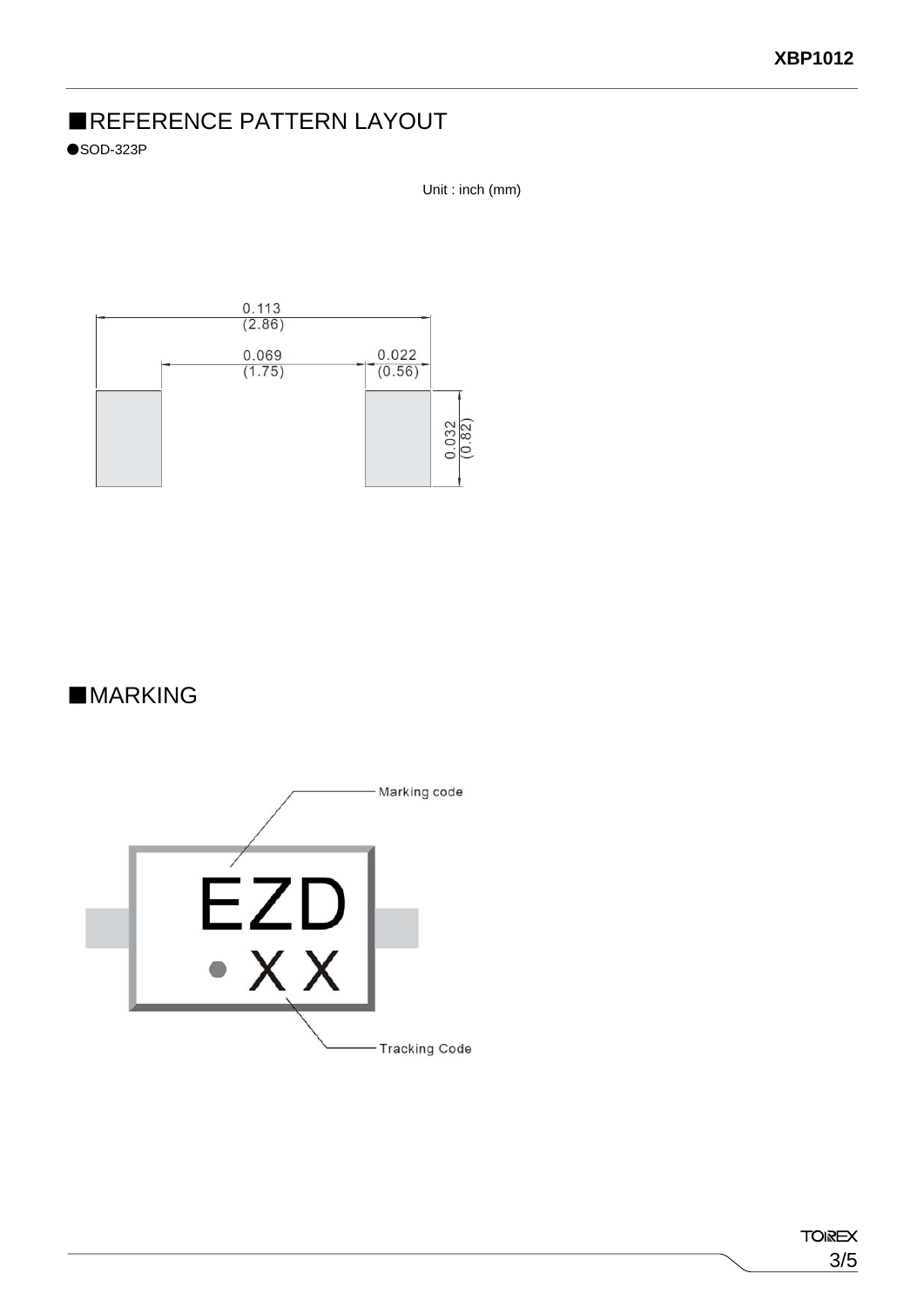## ■REFERENCE PATTERN LAYOUT

●SOD-323P

Unit : inch (mm)

0.113
(2.86)

0.069
(1.75)

0.022
(0.56)

0.032
(0.82)

## ■MARKING

Marking code

EZD

• X X

Tracking Code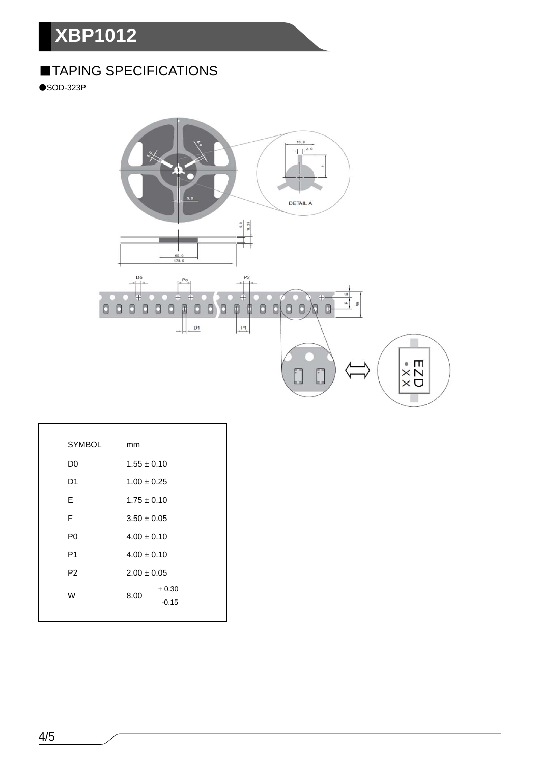## ■TAPING SPECIFICATIONS

●SOD-323P

| SYMBOL | mm |
|---|---|
| D0 | 1.55 ± 0.10 |
| D1 | 1.00 ± 0.25 |
| E | 1.75 ± 0.10 |
| F | 3.50 ± 0.05 |
| P0 | 4.00 ± 0.10 |
| P1 | 4.00 ± 0.10 |
| P2 | 2.00 ± 0.05 |
| W | 8.00 $^{+0.30}_{-0.15}$ |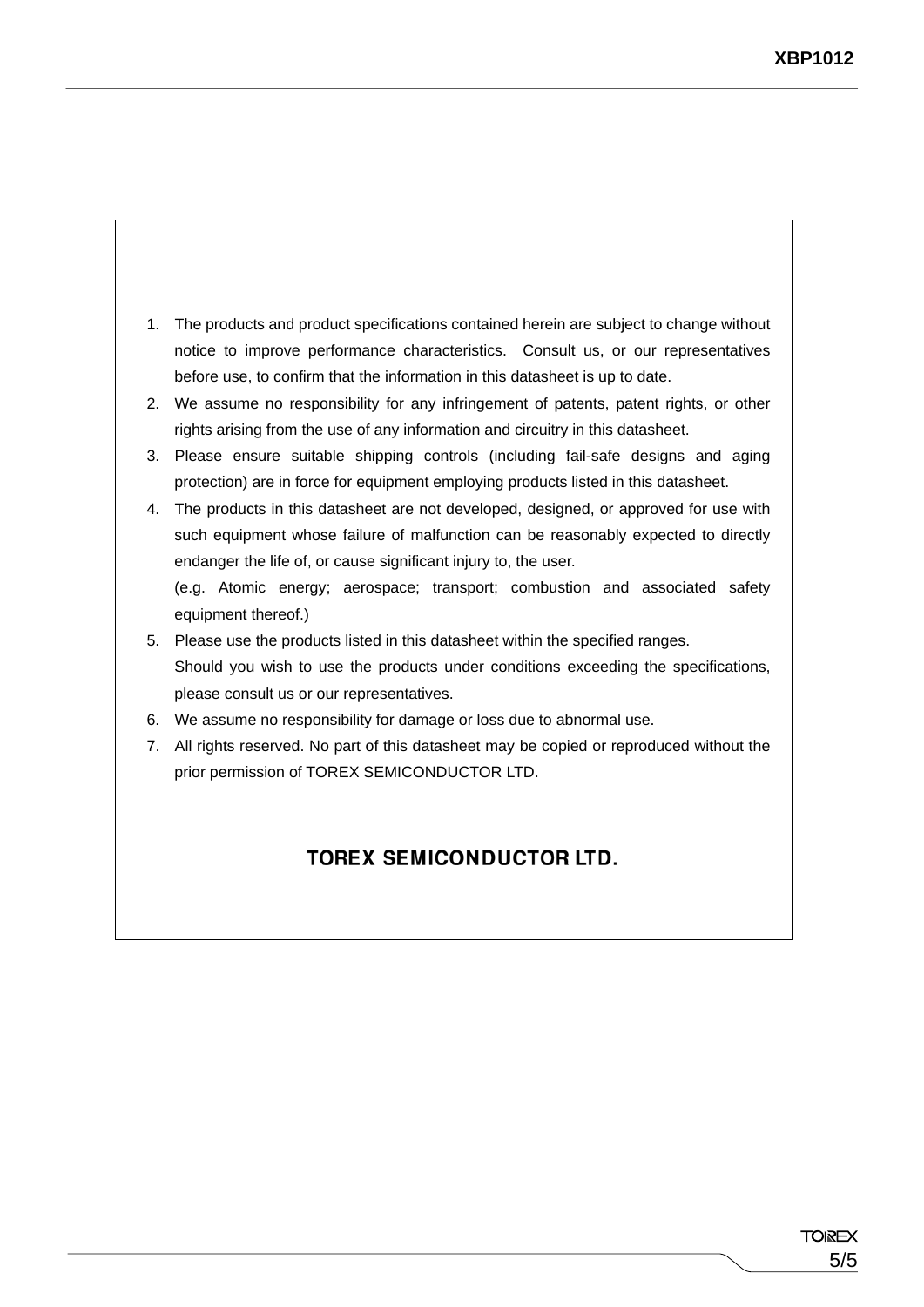1. The products and product specifications contained herein are subject to change without notice to improve performance characteristics. Consult us, or our representatives before use, to confirm that the information in this datasheet is up to date.
2. We assume no responsibility for any infringement of patents, patent rights, or other rights arising from the use of any information and circuitry in this datasheet.
3. Please ensure suitable shipping controls (including fail-safe designs and aging protection) are in force for equipment employing products listed in this datasheet.
4. The products in this datasheet are not developed, designed, or approved for use with such equipment whose failure of malfunction can be reasonably expected to directly endanger the life of, or cause significant injury to, the user.
   (e.g. Atomic energy; aerospace; transport; combustion and associated safety equipment thereof.)
5. Please use the products listed in this datasheet within the specified ranges.
   Should you wish to use the products under conditions exceeding the specifications, please consult us or our representatives.
6. We assume no responsibility for damage or loss due to abnormal use.
7. All rights reserved. No part of this datasheet may be copied or reproduced without the prior permission of TOREX SEMICONDUCTOR LTD.

**TOREX SEMICONDUCTOR LTD.**